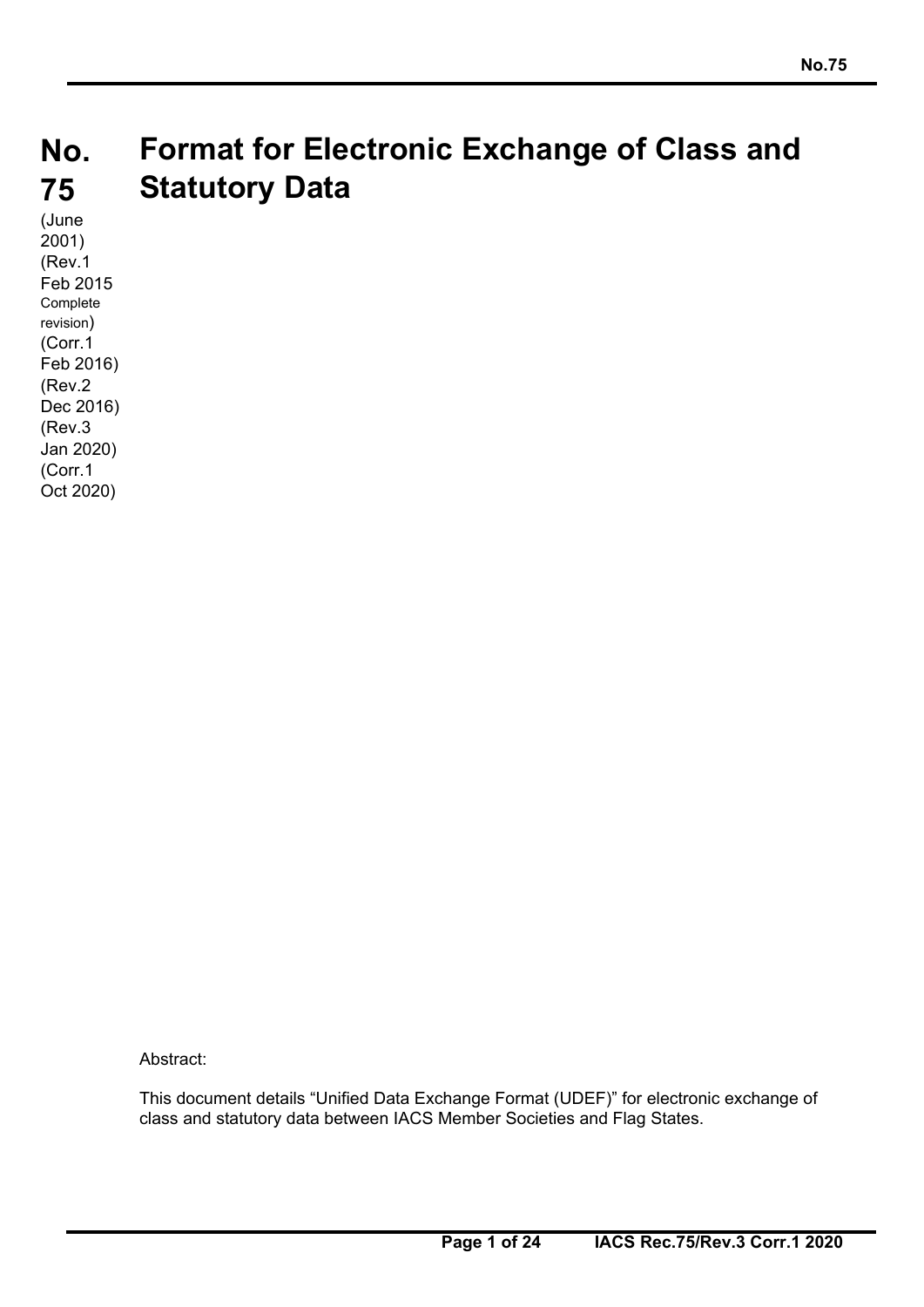# No. 75 Format for Electronic Exchange of Class and Statutory Data

(June 2001)
(Rev.1 Feb 2015 Complete revision)
(Corr.1 Feb 2016)
(Rev.2 Dec 2016)
(Rev.3 Jan 2020)
(Corr.1 Oct 2020)

Abstract:

This document details "Unified Data Exchange Format (UDEF)" for electronic exchange of class and statutory data between IACS Member Societies and Flag States.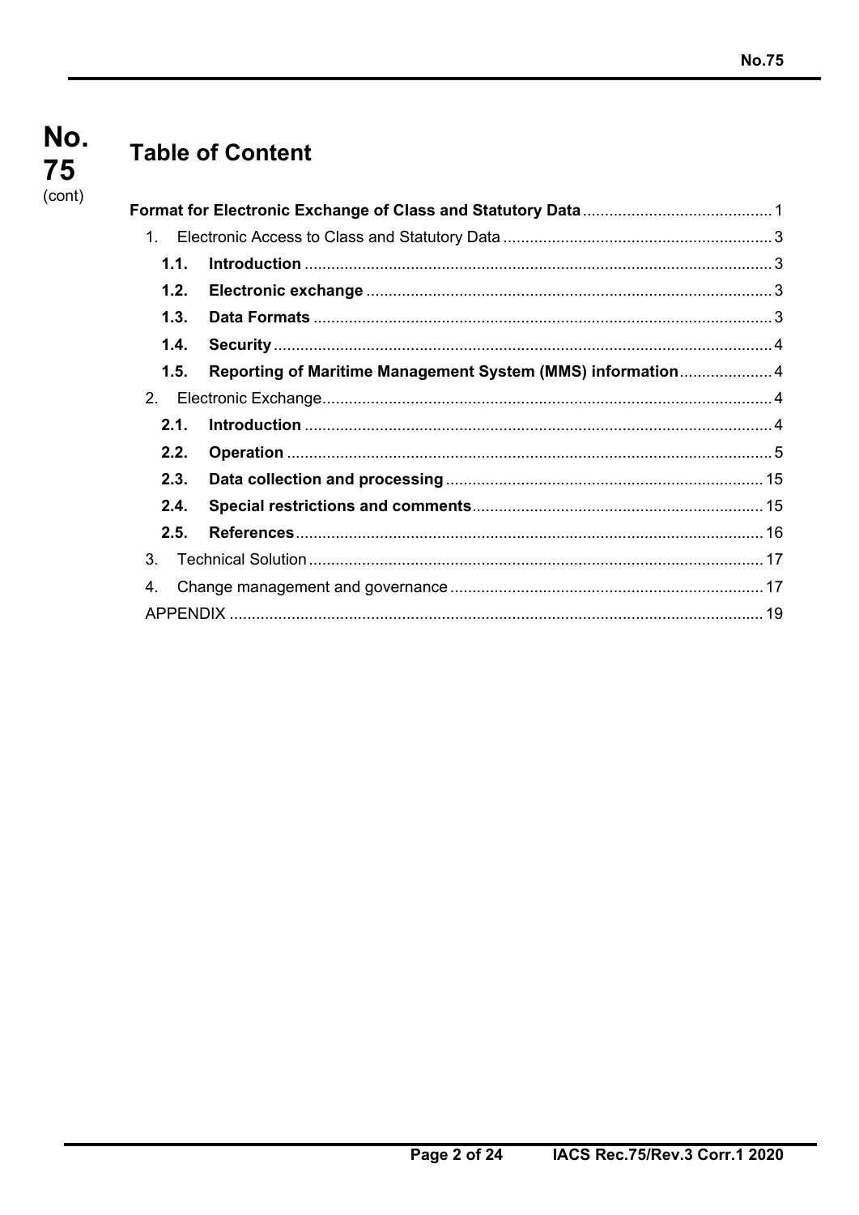## Table of Content

**Format for Electronic Exchange of Class and Statutory Data** ........................................... 1

1. Electronic Access to Class and Statutory Data ............................................................. 3
   - **1.1. Introduction** .......................................................................................... 3
   - **1.2. Electronic exchange** ................................................................................ 3
   - **1.3. Data Formats** ........................................................................................ 3
   - **1.4. Security** ................................................................................................ 4
   - **1.5. Reporting of Maritime Management System (MMS) information** ..................... 4
2. Electronic Exchange..................................................................................................... 4
   - **2.1. Introduction** .......................................................................................... 4
   - **2.2. Operation** .............................................................................................. 5
   - **2.3. Data collection and processing** .............................................................. 15
   - **2.4. Special restrictions and comments** ......................................................... 15
   - **2.5. References** ........................................................................................... 16
3. Technical Solution ...................................................................................................... 17
4. Change management and governance ...................................................................... 17

APPENDIX ........................................................................................................................ 19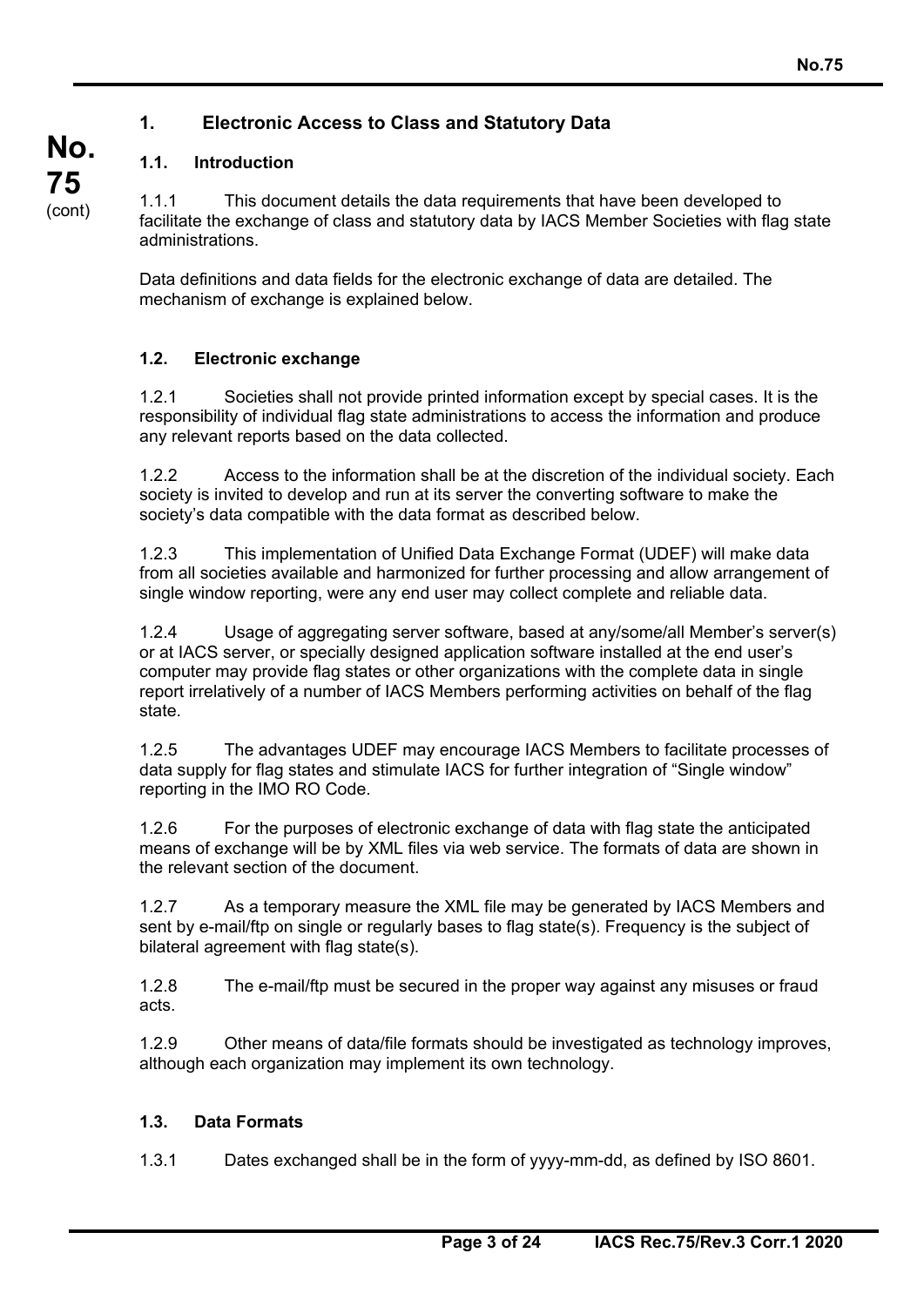## 1. Electronic Access to Class and Statutory Data

### 1.1. Introduction

1.1.1 This document details the data requirements that have been developed to facilitate the exchange of class and statutory data by IACS Member Societies with flag state administrations.

Data definitions and data fields for the electronic exchange of data are detailed. The mechanism of exchange is explained below.

### 1.2. Electronic exchange

1.2.1 Societies shall not provide printed information except by special cases. It is the responsibility of individual flag state administrations to access the information and produce any relevant reports based on the data collected.

1.2.2 Access to the information shall be at the discretion of the individual society. Each society is invited to develop and run at its server the converting software to make the society's data compatible with the data format as described below.

1.2.3 This implementation of Unified Data Exchange Format (UDEF) will make data from all societies available and harmonized for further processing and allow arrangement of single window reporting, were any end user may collect complete and reliable data.

1.2.4 Usage of aggregating server software, based at any/some/all Member's server(s) or at IACS server, or specially designed application software installed at the end user's computer may provide flag states or other organizations with the complete data in single report irrelatively of a number of IACS Members performing activities on behalf of the flag state.

1.2.5 The advantages UDEF may encourage IACS Members to facilitate processes of data supply for flag states and stimulate IACS for further integration of "Single window" reporting in the IMO RO Code.

1.2.6 For the purposes of electronic exchange of data with flag state the anticipated means of exchange will be by XML files via web service. The formats of data are shown in the relevant section of the document.

1.2.7 As a temporary measure the XML file may be generated by IACS Members and sent by e-mail/ftp on single or regularly bases to flag state(s). Frequency is the subject of bilateral agreement with flag state(s).

1.2.8 The e-mail/ftp must be secured in the proper way against any misuses or fraud acts.

1.2.9 Other means of data/file formats should be investigated as technology improves, although each organization may implement its own technology.

### 1.3. Data Formats

1.3.1 Dates exchanged shall be in the form of yyyy-mm-dd, as defined by ISO 8601.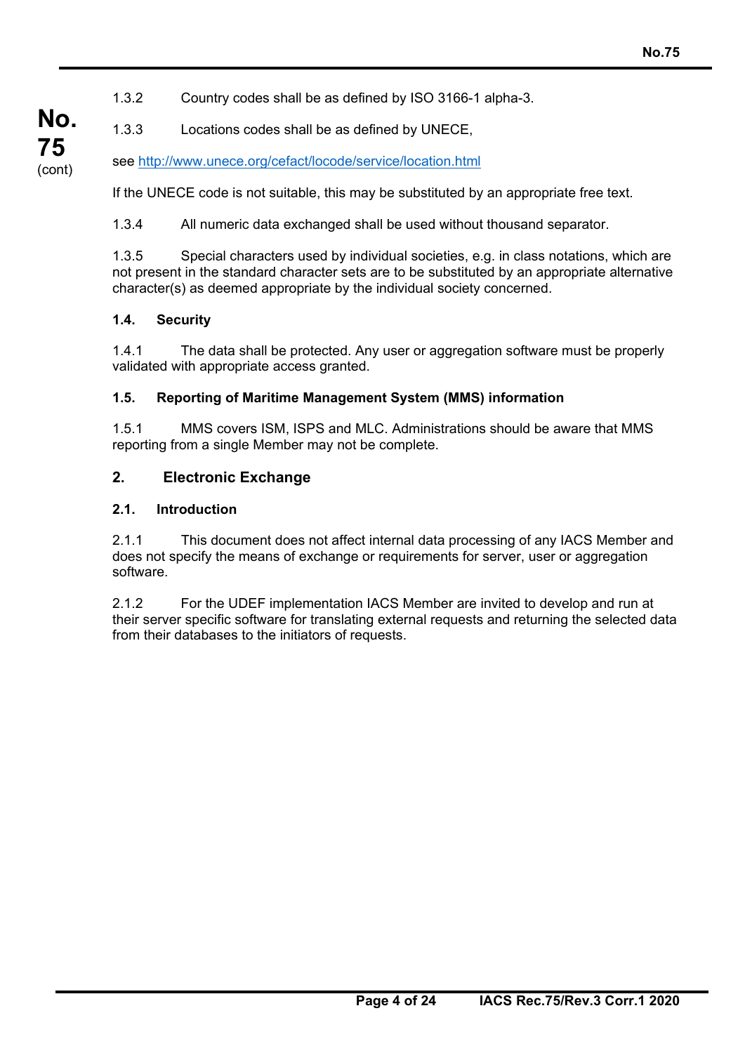1.3.2 Country codes shall be as defined by ISO 3166-1 alpha-3.

1.3.3 Locations codes shall be as defined by UNECE,

see http://www.unece.org/cefact/locode/service/location.html

If the UNECE code is not suitable, this may be substituted by an appropriate free text.

1.3.4 All numeric data exchanged shall be used without thousand separator.

1.3.5 Special characters used by individual societies, e.g. in class notations, which are not present in the standard character sets are to be substituted by an appropriate alternative character(s) as deemed appropriate by the individual society concerned.

### 1.4. Security

1.4.1 The data shall be protected. Any user or aggregation software must be properly validated with appropriate access granted.

### 1.5. Reporting of Maritime Management System (MMS) information

1.5.1 MMS covers ISM, ISPS and MLC. Administrations should be aware that MMS reporting from a single Member may not be complete.

## 2. Electronic Exchange

### 2.1. Introduction

2.1.1 This document does not affect internal data processing of any IACS Member and does not specify the means of exchange or requirements for server, user or aggregation software.

2.1.2 For the UDEF implementation IACS Member are invited to develop and run at their server specific software for translating external requests and returning the selected data from their databases to the initiators of requests.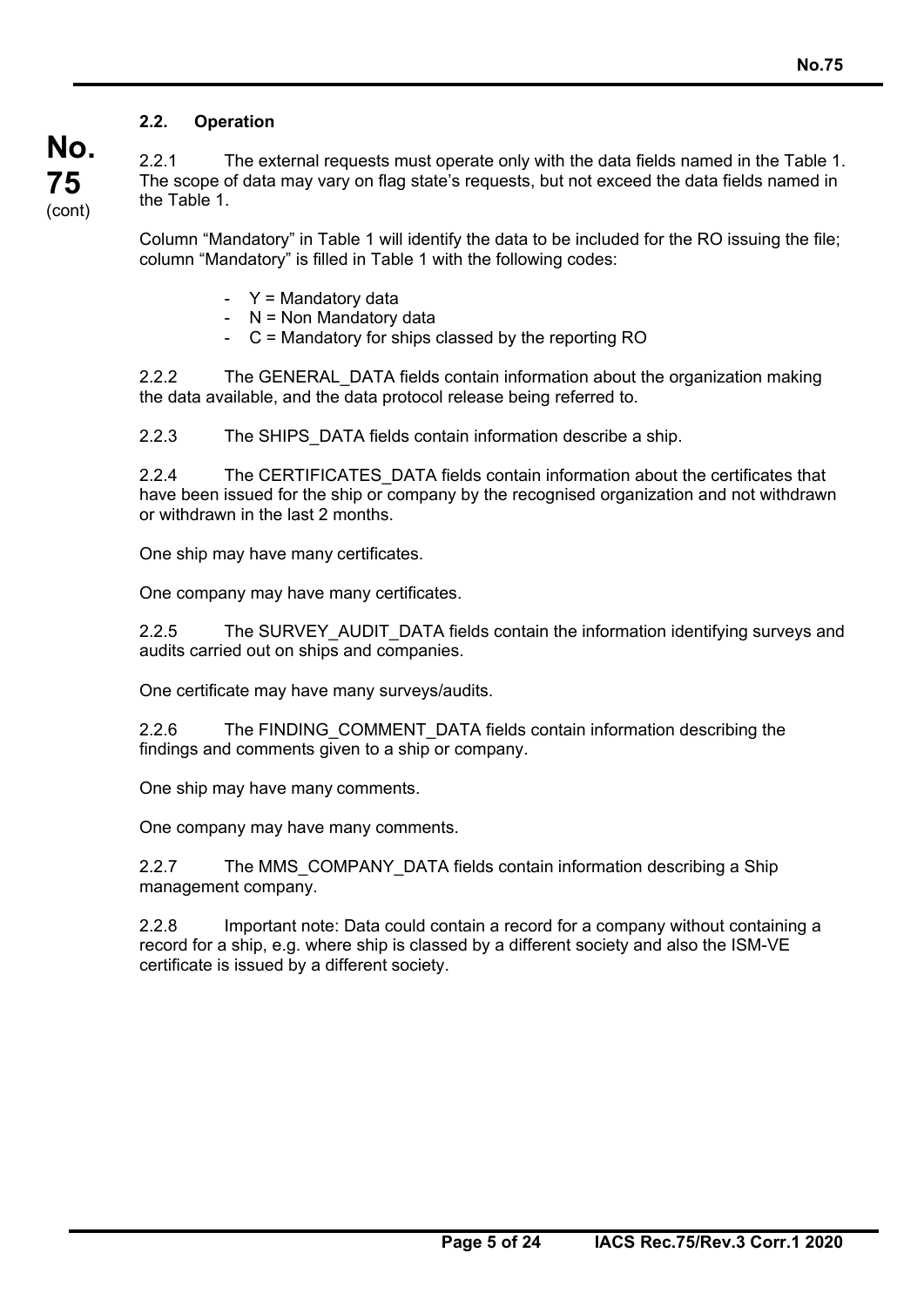### 2.2. Operation

2.2.1 The external requests must operate only with the data fields named in the Table 1. The scope of data may vary on flag state's requests, but not exceed the data fields named in the Table 1.

Column "Mandatory" in Table 1 will identify the data to be included for the RO issuing the file; column "Mandatory" is filled in Table 1 with the following codes:

- Y = Mandatory data
- N = Non Mandatory data
- C = Mandatory for ships classed by the reporting RO

2.2.2 The GENERAL_DATA fields contain information about the organization making the data available, and the data protocol release being referred to.

2.2.3 The SHIPS_DATA fields contain information describe a ship.

2.2.4 The CERTIFICATES_DATA fields contain information about the certificates that have been issued for the ship or company by the recognised organization and not withdrawn or withdrawn in the last 2 months.

One ship may have many certificates.

One company may have many certificates.

2.2.5 The SURVEY_AUDIT_DATA fields contain the information identifying surveys and audits carried out on ships and companies.

One certificate may have many surveys/audits.

2.2.6 The FINDING_COMMENT_DATA fields contain information describing the findings and comments given to a ship or company.

One ship may have many comments.

One company may have many comments.

2.2.7 The MMS_COMPANY_DATA fields contain information describing a Ship management company.

2.2.8 Important note: Data could contain a record for a company without containing a record for a ship, e.g. where ship is classed by a different society and also the ISM-VE certificate is issued by a different society.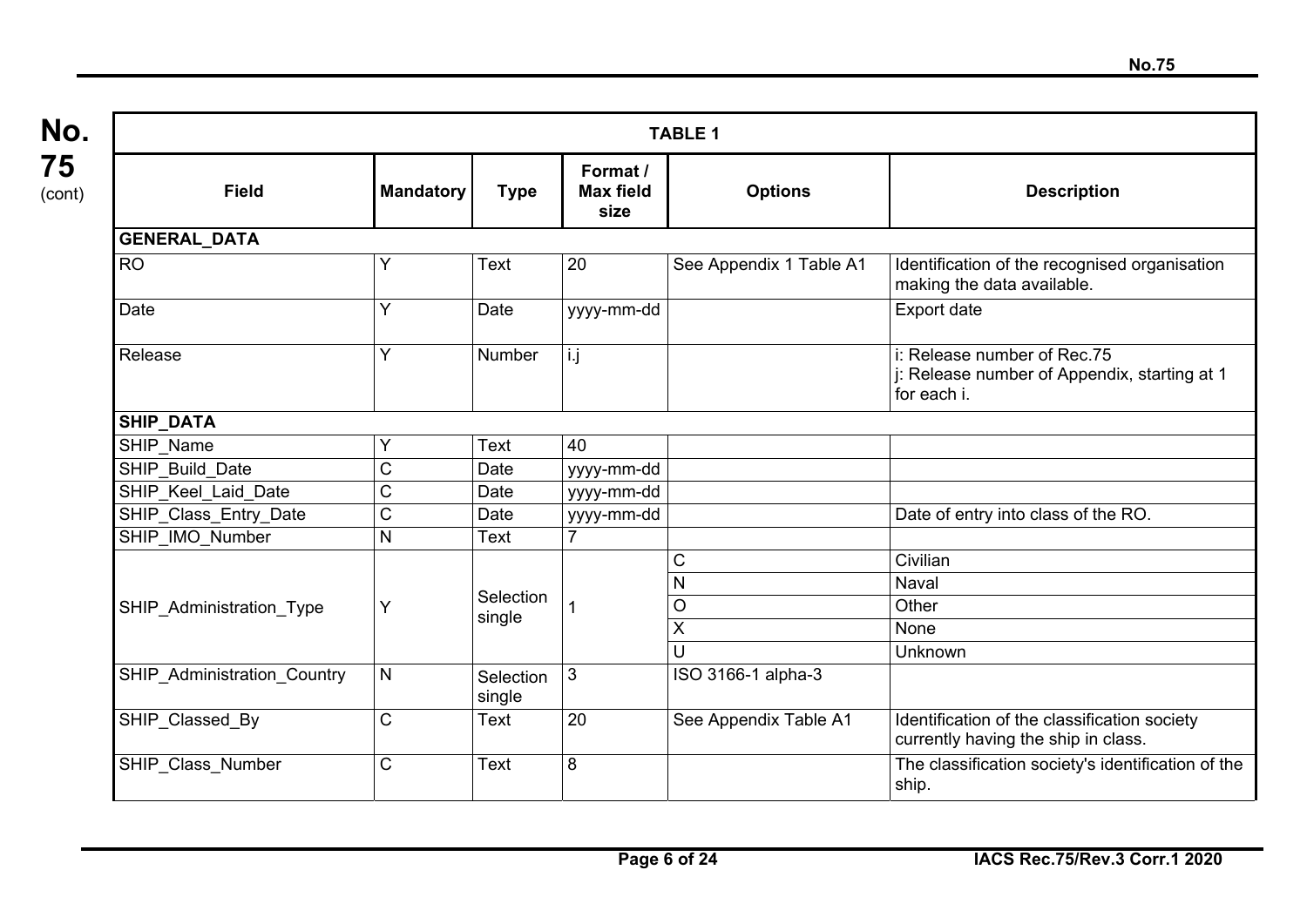| Field | Mandatory | Type | Format / Max field size | Options | Description |
|---|---|---|---|---|---|
| **TABLE 1** | | | | | |
| **GENERAL_DATA** | | | | | |
| RO | Y | Text | 20 | See Appendix 1 Table A1 | Identification of the recognised organisation making the data available. |
| Date | Y | Date | yyyy-mm-dd | | Export date |
| Release | Y | Number | i.j | | i: Release number of Rec.75<br>j: Release number of Appendix, starting at 1 for each i. |
| **SHIP_DATA** | | | | | |
| SHIP_Name | Y | Text | 40 | | |
| SHIP_Build_Date | C | Date | yyyy-mm-dd | | |
| SHIP_Keel_Laid_Date | C | Date | yyyy-mm-dd | | |
| SHIP_Class_Entry_Date | C | Date | yyyy-mm-dd | | Date of entry into class of the RO. |
| SHIP_IMO_Number | N | Text | 7 | | |
| SHIP_Administration_Type | Y | Selection single | 1 | C | Civilian |
| | | | | N | Naval |
| | | | | O | Other |
| | | | | X | None |
| | | | | U | Unknown |
| SHIP_Administration_Country | N | Selection single | 3 | ISO 3166-1 alpha-3 | |
| SHIP_Classed_By | C | Text | 20 | See Appendix Table A1 | Identification of the classification society currently having the ship in class. |
| SHIP_Class_Number | C | Text | 8 | | The classification society's identification of the ship. |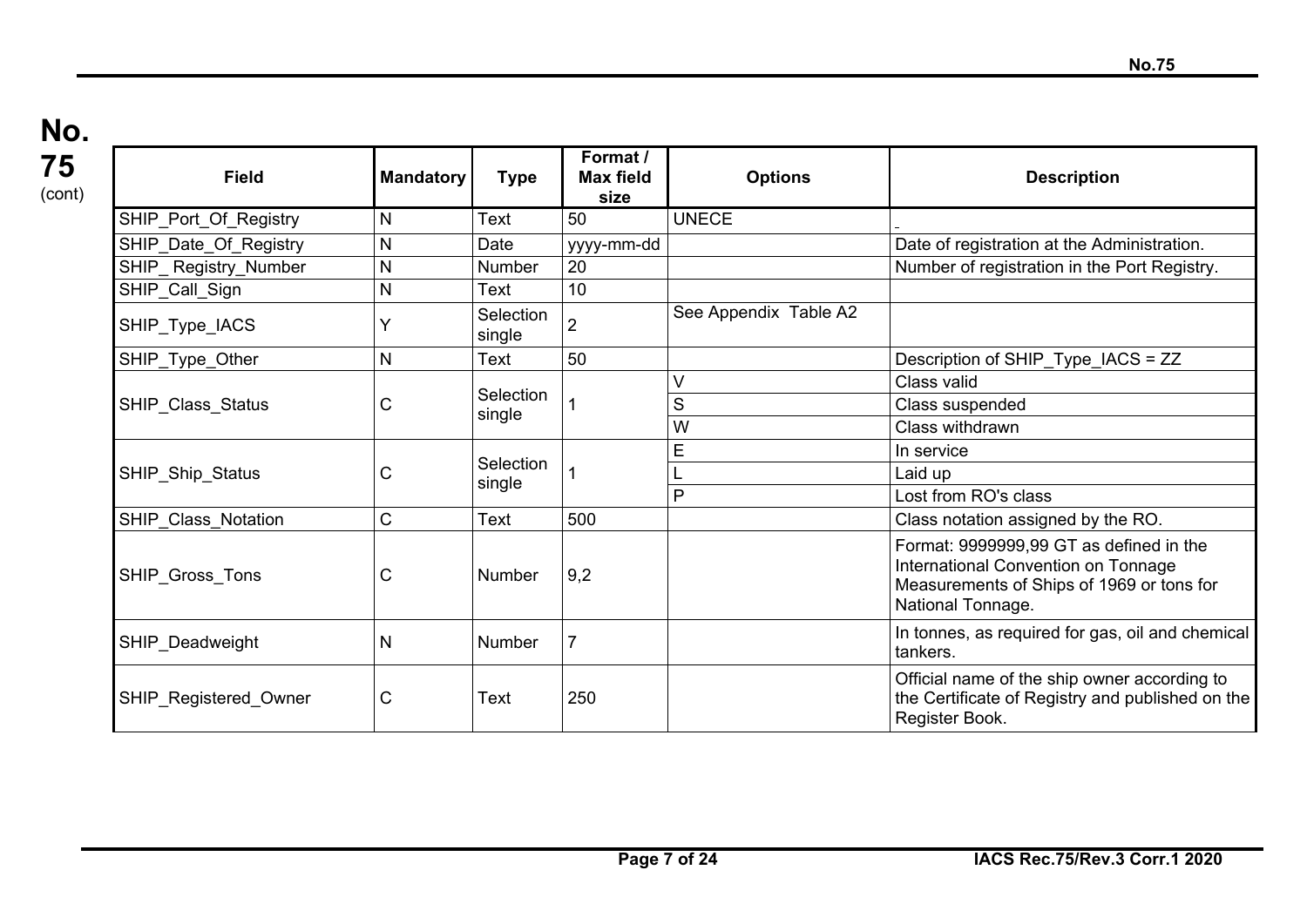**No. 75** (cont)

| Field | Mandatory | Type | Format / Max field size | Options | Description |
|---|---|---|---|---|---|
| SHIP_Port_Of_Registry | N | Text | 50 | UNECE | |
| SHIP_Date_Of_Registry | N | Date | yyyy-mm-dd | | Date of registration at the Administration. |
| SHIP_ Registry_Number | N | Number | 20 | | Number of registration in the Port Registry. |
| SHIP_Call_Sign | N | Text | 10 | | |
| SHIP_Type_IACS | Y | Selection single | 2 | See Appendix Table A2 | |
| SHIP_Type_Other | N | Text | 50 | | Description of SHIP_Type_IACS = ZZ |
| SHIP_Class_Status | C | Selection single | 1 | V | Class valid |
| | | | | S | Class suspended |
| | | | | W | Class withdrawn |
| SHIP_Ship_Status | C | Selection single | 1 | E | In service |
| | | | | L | Laid up |
| | | | | P | Lost from RO's class |
| SHIP_Class_Notation | C | Text | 500 | | Class notation assigned by the RO. |
| SHIP_Gross_Tons | C | Number | 9,2 | | Format: 9999999,99 GT as defined in the International Convention on Tonnage Measurements of Ships of 1969 or tons for National Tonnage. |
| SHIP_Deadweight | N | Number | 7 | | In tonnes, as required for gas, oil and chemical tankers. |
| SHIP_Registered_Owner | C | Text | 250 | | Official name of the ship owner according to the Certificate of Registry and published on the Register Book. |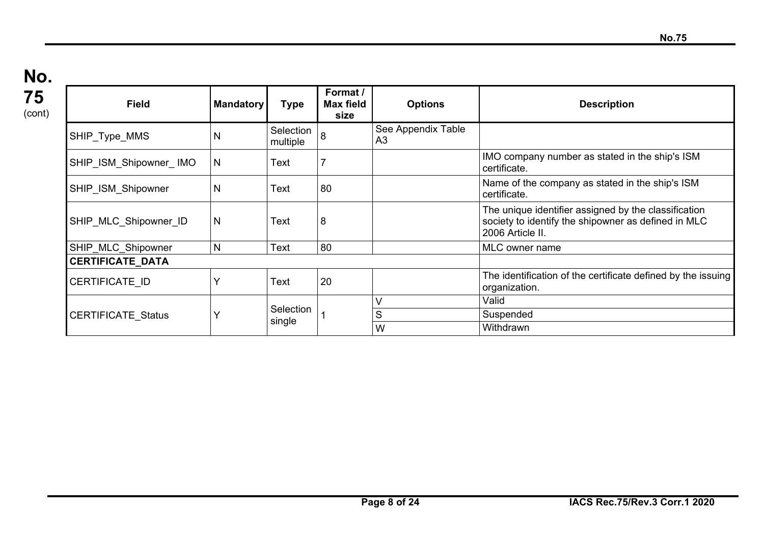**No. 75** (cont)

| Field | Mandatory | Type | Format / Max field size | Options | Description |
|---|---|---|---|---|---|
| SHIP_Type_MMS | N | Selection multiple | 8 | See Appendix Table A3 | |
| SHIP_ISM_Shipowner_ IMO | N | Text | 7 | | IMO company number as stated in the ship's ISM certificate. |
| SHIP_ISM_Shipowner | N | Text | 80 | | Name of the company as stated in the ship's ISM certificate. |
| SHIP_MLC_Shipowner_ID | N | Text | 8 | | The unique identifier assigned by the classification society to identify the shipowner as defined in MLC 2006 Article II. |
| SHIP_MLC_Shipowner | N | Text | 80 | | MLC owner name |
| **CERTIFICATE_DATA** | | | | | |
| CERTIFICATE_ID | Y | Text | 20 | | The identification of the certificate defined by the issuing organization. |
| CERTIFICATE_Status | Y | Selection single | 1 | V | Valid |
| | | | | S | Suspended |
| | | | | W | Withdrawn |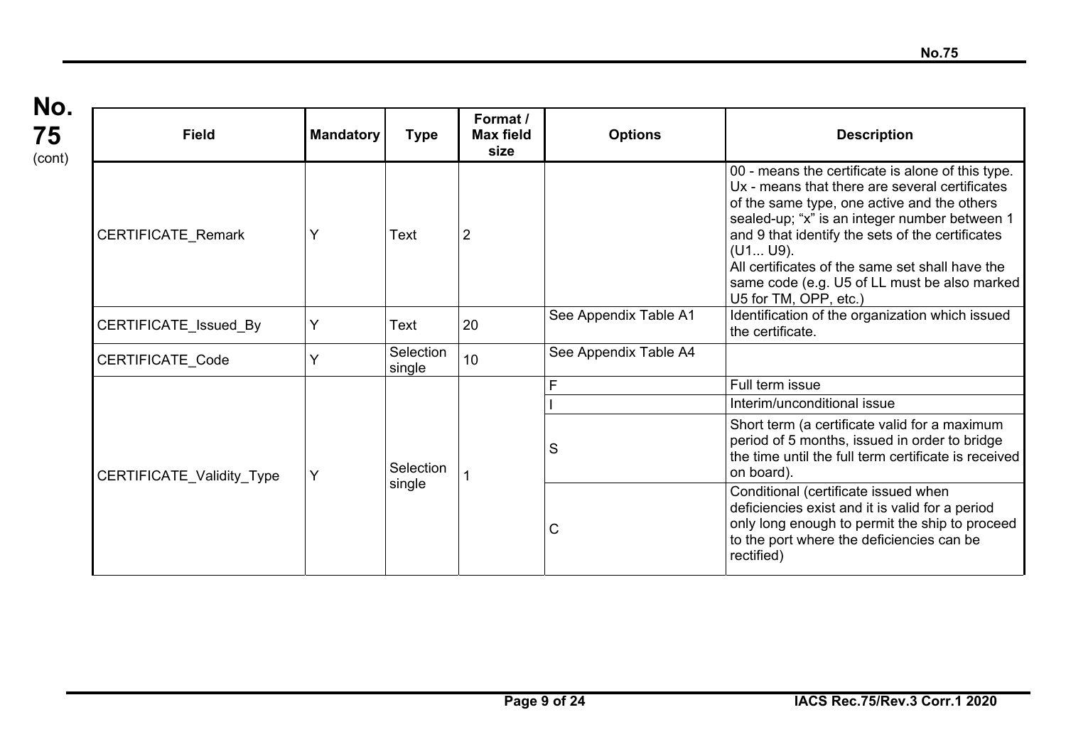| Field | Mandatory | Type | Format / Max field size | Options | Description |
|---|---|---|---|---|---|
| CERTIFICATE_Remark | Y | Text | 2 | | 00 - means the certificate is alone of this type. Ux - means that there are several certificates of the same type, one active and the others sealed-up; "x" is an integer number between 1 and 9 that identify the sets of the certificates (U1... U9). All certificates of the same set shall have the same code (e.g. U5 of LL must be also marked U5 for TM, OPP, etc.) |
| CERTIFICATE_Issued_By | Y | Text | 20 | See Appendix Table A1 | Identification of the organization which issued the certificate. |
| CERTIFICATE_Code | Y | Selection single | 10 | See Appendix Table A4 | |
| CERTIFICATE_Validity_Type | Y | Selection single | 1 | F | Full term issue |
| | | | | I | Interim/unconditional issue |
| | | | | S | Short term (a certificate valid for a maximum period of 5 months, issued in order to bridge the time until the full term certificate is received on board). |
| | | | | C | Conditional (certificate issued when deficiencies exist and it is valid for a period only long enough to permit the ship to proceed to the port where the deficiencies can be rectified) |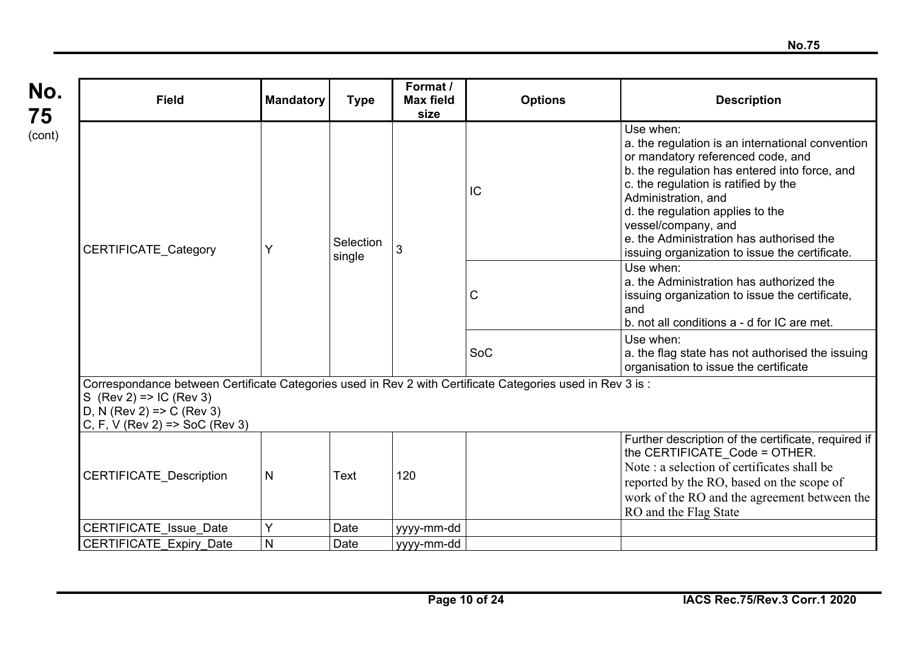| Field | Mandatory | Type | Format / Max field size | Options | Description |
|---|---|---|---|---|---|
| CERTIFICATE_Category | Y | Selection single | 3 | IC | Use when:<br>a. the regulation is an international convention or mandatory referenced code, and<br>b. the regulation has entered into force, and<br>c. the regulation is ratified by the Administration, and<br>d. the regulation applies to the vessel/company, and<br>e. the Administration has authorised the issuing organization to issue the certificate. |
| | | | | C | Use when:<br>a. the Administration has authorized the issuing organization to issue the certificate, and<br>b. not all conditions a - d for IC are met. |
| | | | | SoC | Use when:<br>a. the flag state has not authorised the issuing organisation to issue the certificate |
| Correspondance between Certificate Categories used in Rev 2 with Certificate Categories used in Rev 3 is :<br>S (Rev 2) => IC (Rev 3)<br>D, N (Rev 2) => C (Rev 3)<br>C, F, V (Rev 2) => SoC (Rev 3) | | | | | |
| CERTIFICATE_Description | N | Text | 120 | | Further description of the certificate, required if the CERTIFICATE_Code = OTHER.<br>Note : a selection of certificates shall be reported by the RO, based on the scope of work of the RO and the agreement between the RO and the Flag State |
| CERTIFICATE_Issue_Date | Y | Date | yyyy-mm-dd | | |
| CERTIFICATE_Expiry_Date | N | Date | yyyy-mm-dd | | |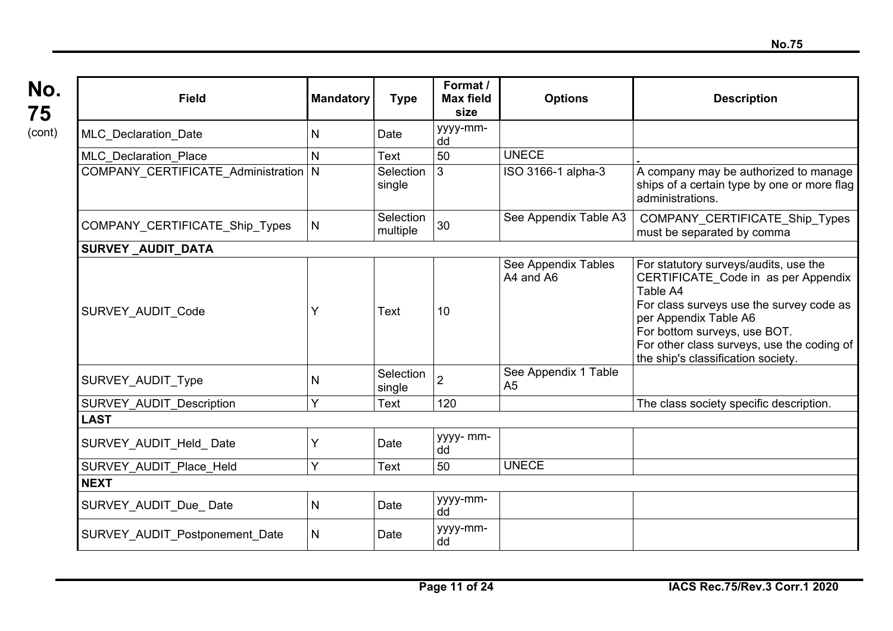**No. 75** (cont)

| Field | Mandatory | Type | Format / Max field size | Options | Description |
|---|---|---|---|---|---|
| MLC_Declaration_Date | N | Date | yyyy-mm-dd | | |
| MLC_Declaration_Place | N | Text | 50 | UNECE | - |
| COMPANY_CERTIFICATE_Administration | N | Selection single | 3 | ISO 3166-1 alpha-3 | A company may be authorized to manage ships of a certain type by one or more flag administrations. |
| COMPANY_CERTIFICATE_Ship_Types | N | Selection multiple | 30 | See Appendix Table A3 | COMPANY_CERTIFICATE_Ship_Types must be separated by comma |
| **SURVEY _AUDIT_DATA** | | | | | |
| SURVEY_AUDIT_Code | Y | Text | 10 | See Appendix Tables A4 and A6 | For statutory surveys/audits, use the CERTIFICATE_Code in as per Appendix Table A4<br>For class surveys use the survey code as per Appendix Table A6<br>For bottom surveys, use BOT.<br>For other class surveys, use the coding of the ship's classification society. |
| SURVEY_AUDIT_Type | N | Selection single | 2 | See Appendix 1 Table A5 | |
| SURVEY_AUDIT_Description | Y | Text | 120 | | The class society specific description. |
| **LAST** | | | | | |
| SURVEY_AUDIT_Held_ Date | Y | Date | yyyy- mm-dd | | |
| SURVEY_AUDIT_Place_Held | Y | Text | 50 | UNECE | |
| **NEXT** | | | | | |
| SURVEY_AUDIT_Due_ Date | N | Date | yyyy-mm-dd | | |
| SURVEY_AUDIT_Postponement_Date | N | Date | yyyy-mm-dd | | |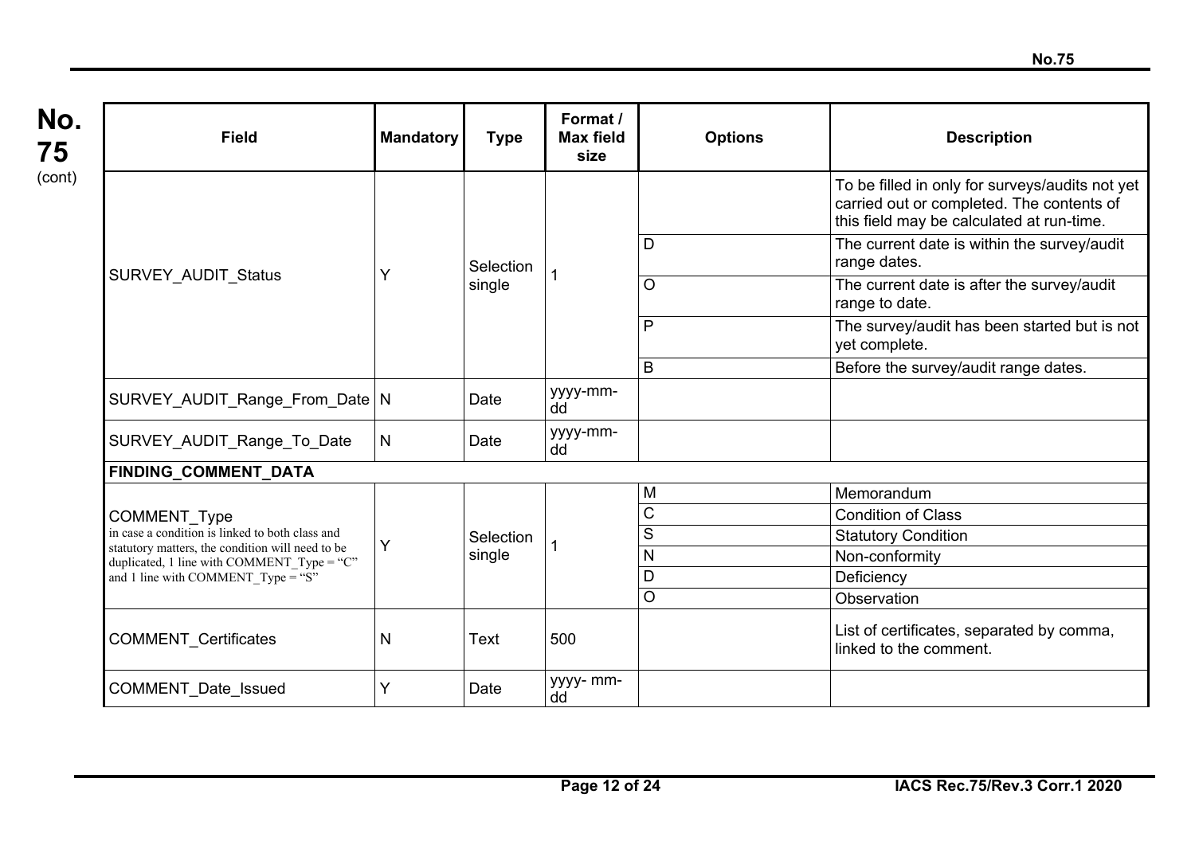**No. 75** (cont)

| Field | Mandatory | Type | Format / Max field size | Options | Description |
|---|---|---|---|---|---|
| SURVEY_AUDIT_Status | Y | Selection single | 1 | | To be filled in only for surveys/audits not yet carried out or completed. The contents of this field may be calculated at run-time. |
| | | | | D | The current date is within the survey/audit range dates. |
| | | | | O | The current date is after the survey/audit range to date. |
| | | | | P | The survey/audit has been started but is not yet complete. |
| | | | | B | Before the survey/audit range dates. |
| SURVEY_AUDIT_Range_From_Date | N | Date | yyyy-mm-dd | | |
| SURVEY_AUDIT_Range_To_Date | N | Date | yyyy-mm-dd | | |
| **FINDING_COMMENT_DATA** | | | | | |
| COMMENT_Type in case a condition is linked to both class and statutory matters, the condition will need to be duplicated, 1 line with COMMENT_Type = "C" and 1 line with COMMENT_Type = "S" | Y | Selection single | 1 | M | Memorandum |
| | | | | C | Condition of Class |
| | | | | S | Statutory Condition |
| | | | | N | Non-conformity |
| | | | | D | Deficiency |
| | | | | O | Observation |
| COMMENT_Certificates | N | Text | 500 | | List of certificates, separated by comma, linked to the comment. |
| COMMENT_Date_Issued | Y | Date | yyyy- mm-dd | | |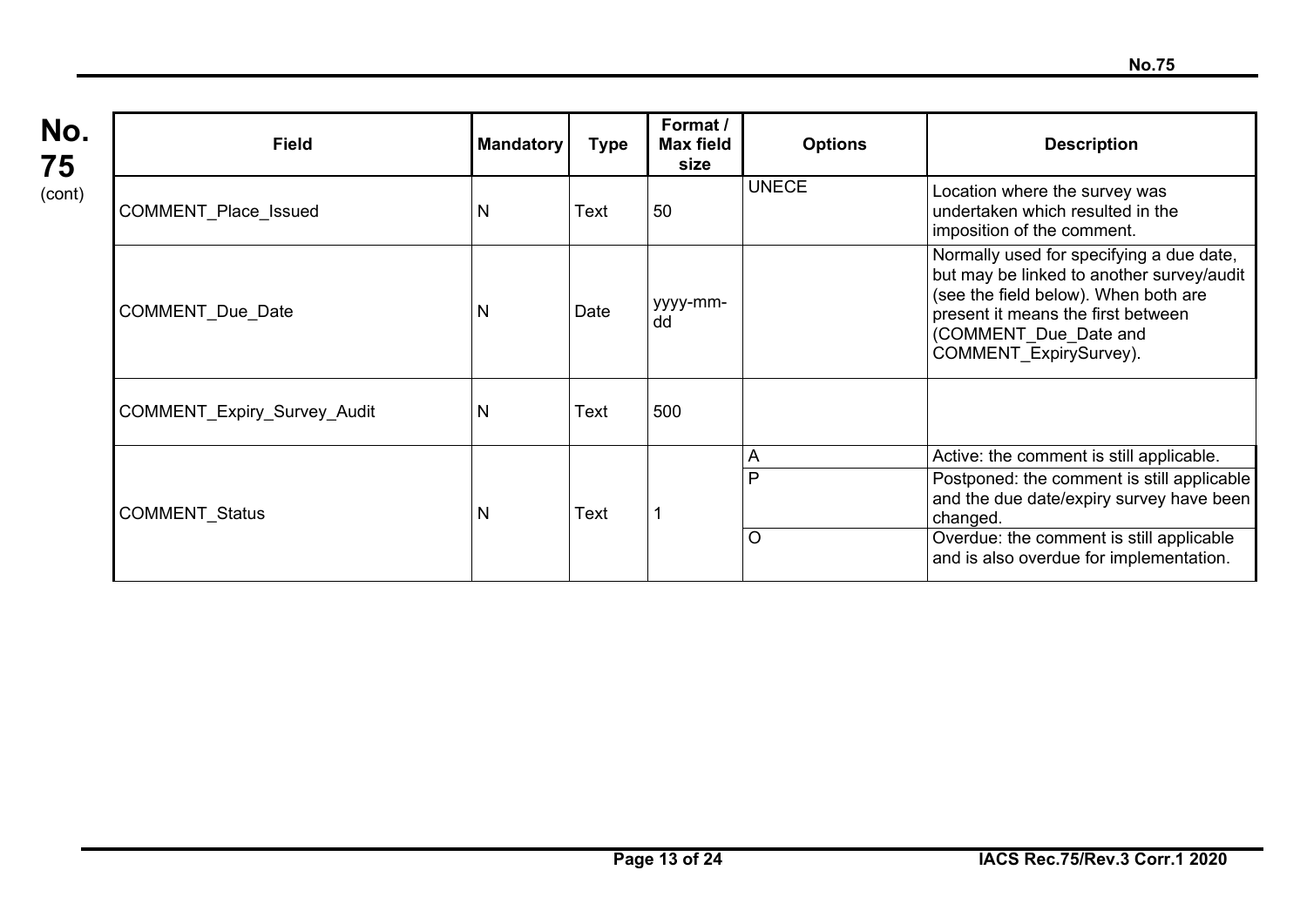**No. 75** (cont)

| Field | Mandatory | Type | Format / Max field size | Options | Description |
|---|---|---|---|---|---|
| COMMENT_Place_Issued | N | Text | 50 | UNECE | Location where the survey was undertaken which resulted in the imposition of the comment. |
| COMMENT_Due_Date | N | Date | yyyy-mm-dd | | Normally used for specifying a due date, but may be linked to another survey/audit (see the field below). When both are present it means the first between (COMMENT_Due_Date and COMMENT_ExpirySurvey). |
| COMMENT_Expiry_Survey_Audit | N | Text | 500 | | |
| COMMENT_Status | N | Text | 1 | A | Active: the comment is still applicable. |
| | | | | P | Postponed: the comment is still applicable and the due date/expiry survey have been changed. |
| | | | | O | Overdue: the comment is still applicable and is also overdue for implementation. |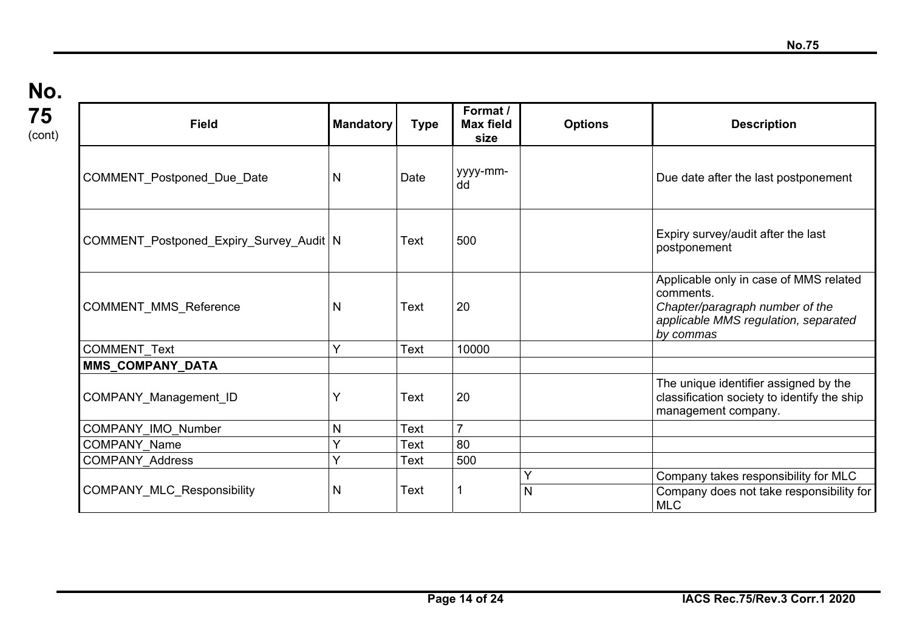| Field | Mandatory | Type | Format / Max field size | Options | Description |
| --- | --- | --- | --- | --- | --- |
| COMMENT_Postponed_Due_Date | N | Date | yyyy-mm-dd | | Due date after the last postponement |
| COMMENT_Postponed_Expiry_Survey_Audit | N | Text | 500 | | Expiry survey/audit after the last postponement |
| COMMENT_MMS_Reference | N | Text | 20 | | Applicable only in case of MMS related comments. *Chapter/paragraph number of the applicable MMS regulation, separated by commas* |
| COMMENT_Text | Y | Text | 10000 | | |
| **MMS_COMPANY_DATA** | | | | | |
| COMPANY_Management_ID | Y | Text | 20 | | The unique identifier assigned by the classification society to identify the ship management company. |
| COMPANY_IMO_Number | N | Text | 7 | | |
| COMPANY_Name | Y | Text | 80 | | |
| COMPANY_Address | Y | Text | 500 | | |
| COMPANY_MLC_Responsibility | N | Text | 1 | Y | Company takes responsibility for MLC |
| | | | | N | Company does not take responsibility for MLC |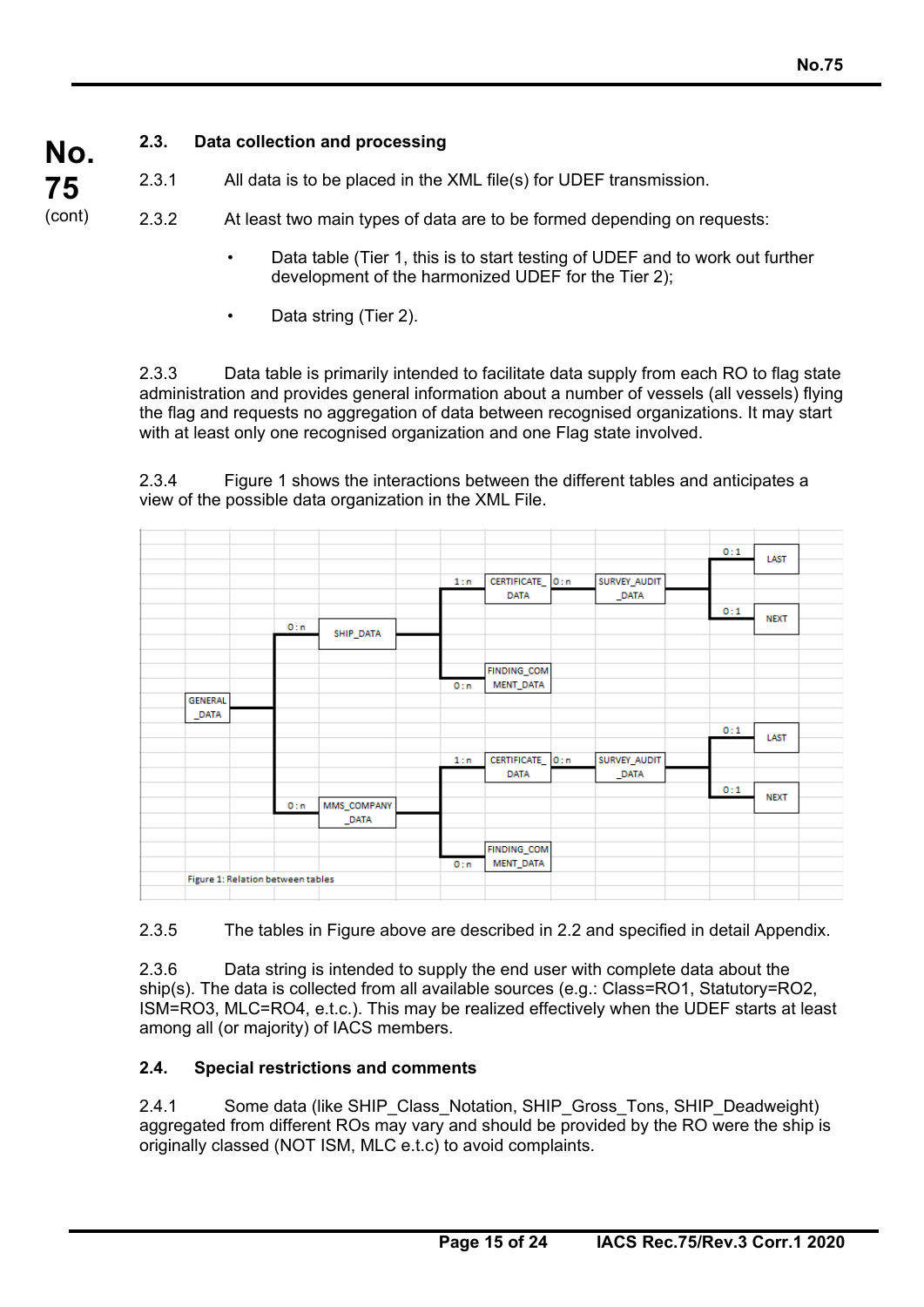### 2.3. Data collection and processing

2.3.1 All data is to be placed in the XML file(s) for UDEF transmission.

2.3.2 At least two main types of data are to be formed depending on requests:

- Data table (Tier 1, this is to start testing of UDEF and to work out further development of the harmonized UDEF for the Tier 2);
- Data string (Tier 2).

2.3.3 Data table is primarily intended to facilitate data supply from each RO to flag state administration and provides general information about a number of vessels (all vessels) flying the flag and requests no aggregation of data between recognised organizations. It may start with at least only one recognised organization and one Flag state involved.

2.3.4 Figure 1 shows the interactions between the different tables and anticipates a view of the possible data organization in the XML File.

GENERAL_DATA
- 0 : n SHIP_DATA
  - 1 : n CERTIFICATE_DATA
    - 0 : n SURVEY_AUDIT_DATA
      - 0 : 1 LAST
      - 0 : 1 NEXT
  - 0 : n FINDING_COMMENT_DATA
- 0 : n MMS_COMPANY_DATA
  - 1 : n CERTIFICATE_DATA
    - 0 : n SURVEY_AUDIT_DATA
      - 0 : 1 LAST
      - 0 : 1 NEXT
  - 0 : n FINDING_COMMENT_DATA

Figure 1: Relation between tables

2.3.5 The tables in Figure above are described in 2.2 and specified in detail Appendix.

2.3.6 Data string is intended to supply the end user with complete data about the ship(s). The data is collected from all available sources (e.g.: Class=RO1, Statutory=RO2, ISM=RO3, MLC=RO4, e.t.c.). This may be realized effectively when the UDEF starts at least among all (or majority) of IACS members.

### 2.4. Special restrictions and comments

2.4.1 Some data (like SHIP_Class_Notation, SHIP_Gross_Tons, SHIP_Deadweight) aggregated from different ROs may vary and should be provided by the RO were the ship is originally classed (NOT ISM, MLC e.t.c) to avoid complaints.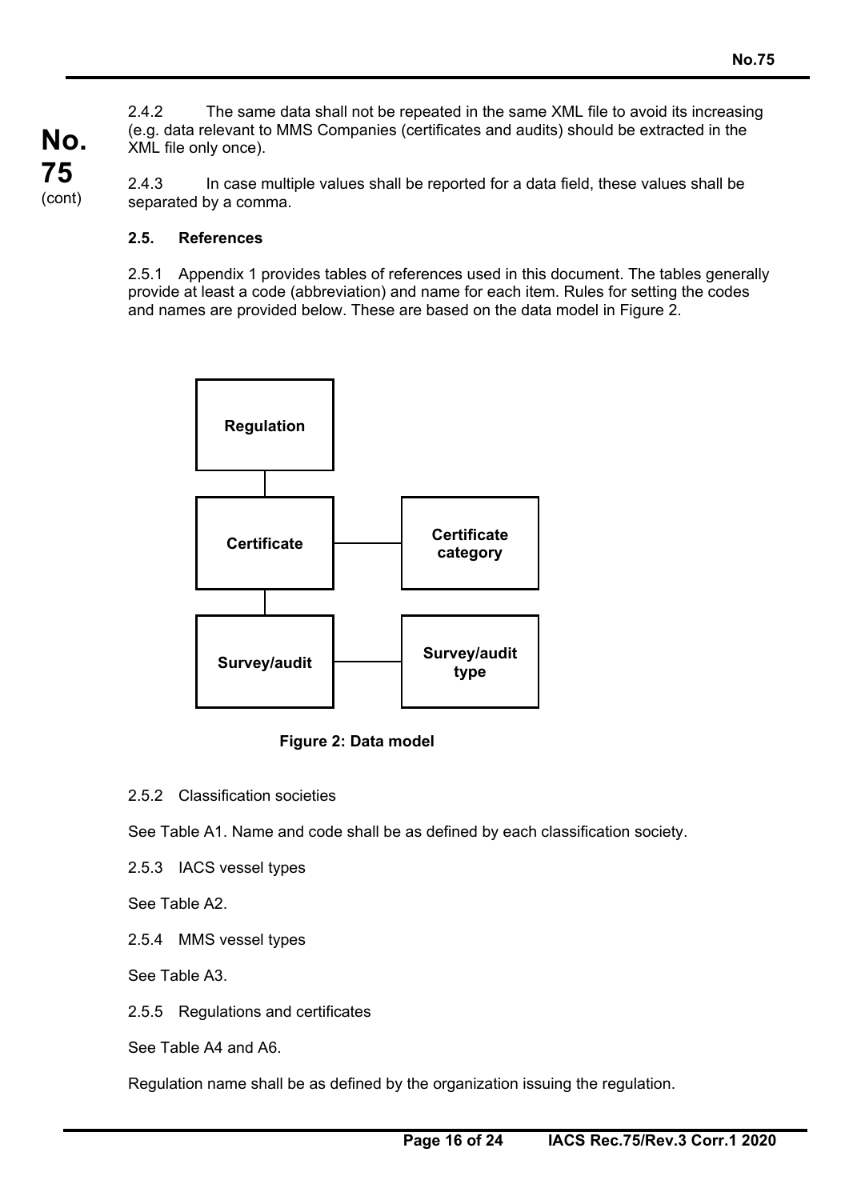2.4.2 The same data shall not be repeated in the same XML file to avoid its increasing (e.g. data relevant to MMS Companies (certificates and audits) should be extracted in the XML file only once).

2.4.3 In case multiple values shall be reported for a data field, these values shall be separated by a comma.

### 2.5. References

2.5.1 Appendix 1 provides tables of references used in this document. The tables generally provide at least a code (abbreviation) and name for each item. Rules for setting the codes and names are provided below. These are based on the data model in Figure 2.

**Figure 2: Data model**

2.5.2 Classification societies

See Table A1. Name and code shall be as defined by each classification society.

2.5.3 IACS vessel types

See Table A2.

2.5.4 MMS vessel types

See Table A3.

2.5.5 Regulations and certificates

See Table A4 and A6.

Regulation name shall be as defined by the organization issuing the regulation.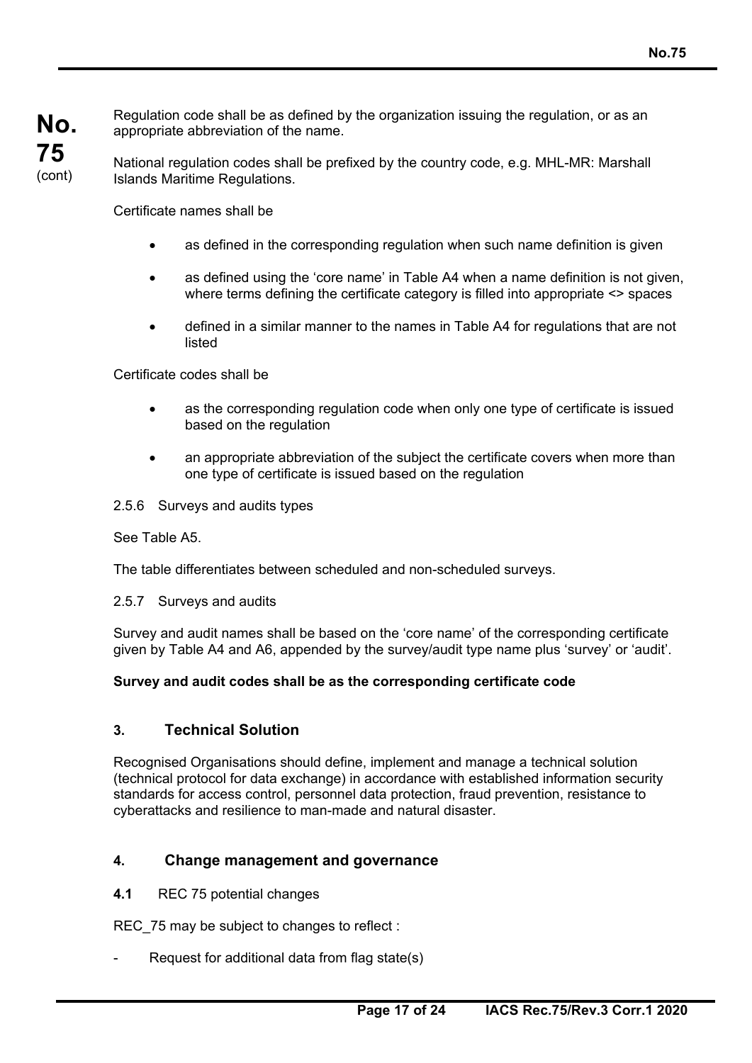Regulation code shall be as defined by the organization issuing the regulation, or as an appropriate abbreviation of the name.

National regulation codes shall be prefixed by the country code, e.g. MHL-MR: Marshall Islands Maritime Regulations.

Certificate names shall be

- as defined in the corresponding regulation when such name definition is given
- as defined using the 'core name' in Table A4 when a name definition is not given, where terms defining the certificate category is filled into appropriate <> spaces
- defined in a similar manner to the names in Table A4 for regulations that are not listed

Certificate codes shall be

- as the corresponding regulation code when only one type of certificate is issued based on the regulation
- an appropriate abbreviation of the subject the certificate covers when more than one type of certificate is issued based on the regulation

2.5.6 Surveys and audits types

See Table A5.

The table differentiates between scheduled and non-scheduled surveys.

2.5.7 Surveys and audits

Survey and audit names shall be based on the 'core name' of the corresponding certificate given by Table A4 and A6, appended by the survey/audit type name plus 'survey' or 'audit'.

**Survey and audit codes shall be as the corresponding certificate code**

## 3. Technical Solution

Recognised Organisations should define, implement and manage a technical solution (technical protocol for data exchange) in accordance with established information security standards for access control, personnel data protection, fraud prevention, resistance to cyberattacks and resilience to man-made and natural disaster.

## 4. Change management and governance

**4.1** REC 75 potential changes

REC_75 may be subject to changes to reflect :

- Request for additional data from flag state(s)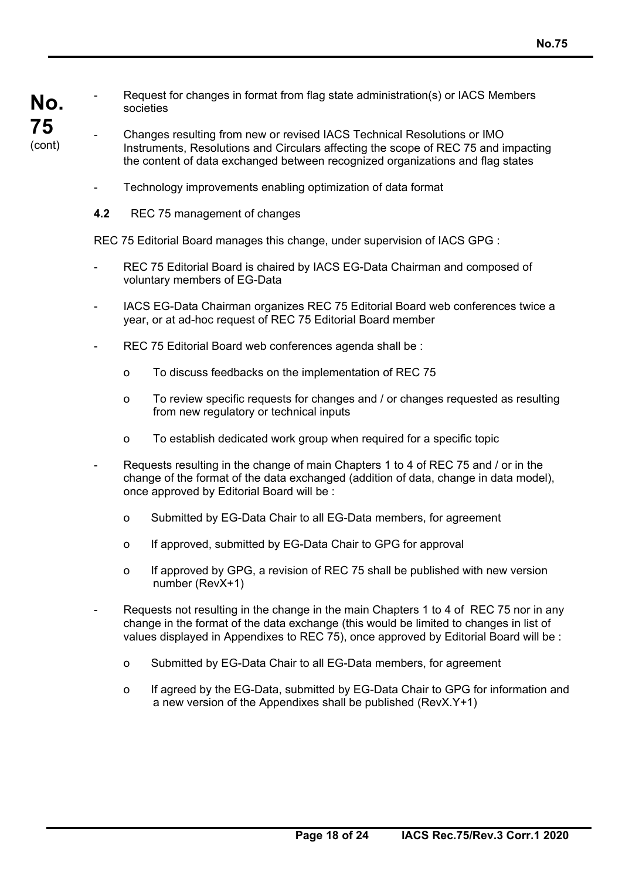- Request for changes in format from flag state administration(s) or IACS Members societies
- Changes resulting from new or revised IACS Technical Resolutions or IMO Instruments, Resolutions and Circulars affecting the scope of REC 75 and impacting the content of data exchanged between recognized organizations and flag states
- Technology improvements enabling optimization of data format

**4.2** REC 75 management of changes

REC 75 Editorial Board manages this change, under supervision of IACS GPG :

- REC 75 Editorial Board is chaired by IACS EG-Data Chairman and composed of voluntary members of EG-Data
- IACS EG-Data Chairman organizes REC 75 Editorial Board web conferences twice a year, or at ad-hoc request of REC 75 Editorial Board member
- REC 75 Editorial Board web conferences agenda shall be :
    - o To discuss feedbacks on the implementation of REC 75
    - o To review specific requests for changes and / or changes requested as resulting from new regulatory or technical inputs
    - o To establish dedicated work group when required for a specific topic
- Requests resulting in the change of main Chapters 1 to 4 of REC 75 and / or in the change of the format of the data exchanged (addition of data, change in data model), once approved by Editorial Board will be :
    - o Submitted by EG-Data Chair to all EG-Data members, for agreement
    - o If approved, submitted by EG-Data Chair to GPG for approval
    - o If approved by GPG, a revision of REC 75 shall be published with new version number (RevX+1)
- Requests not resulting in the change in the main Chapters 1 to 4 of REC 75 nor in any change in the format of the data exchange (this would be limited to changes in list of values displayed in Appendixes to REC 75), once approved by Editorial Board will be :
    - o Submitted by EG-Data Chair to all EG-Data members, for agreement
    - o If agreed by the EG-Data, submitted by EG-Data Chair to GPG for information and a new version of the Appendixes shall be published (RevX.Y+1)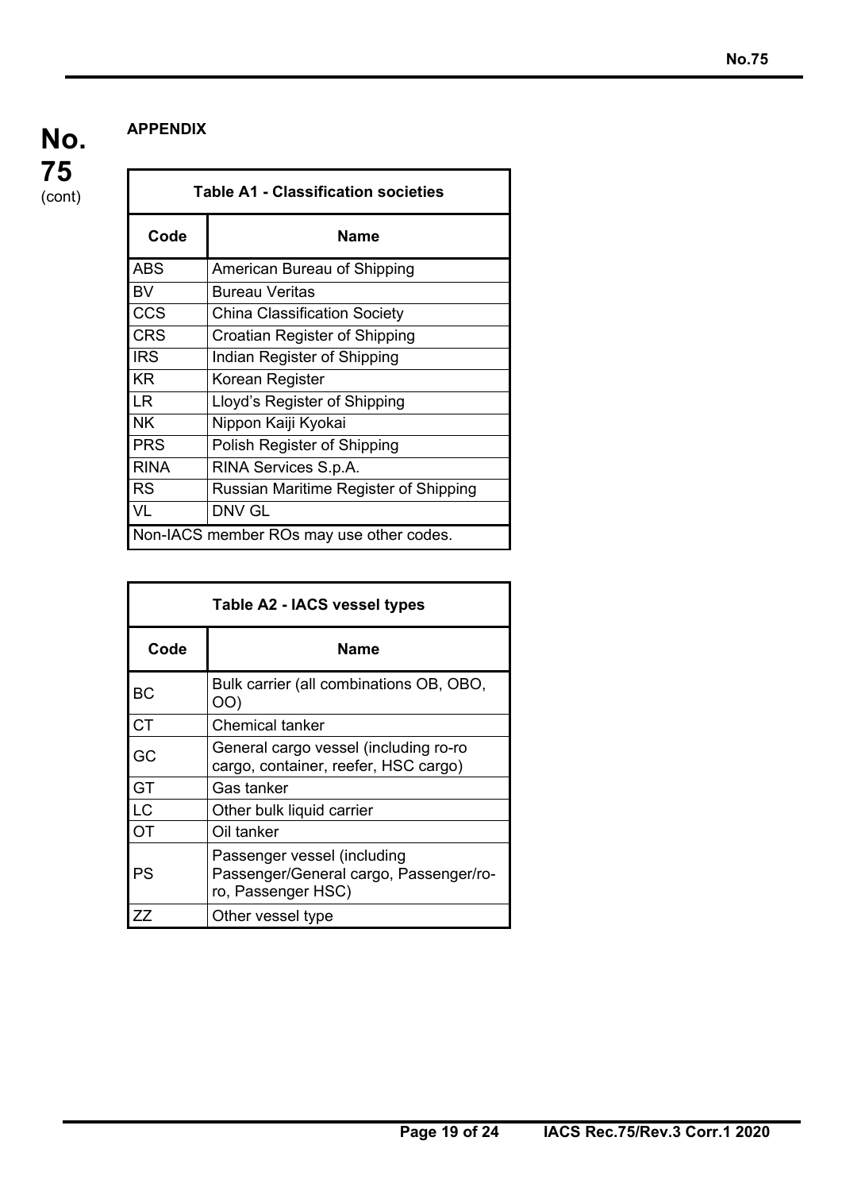**APPENDIX**

| **Table A1 - Classification societies** | |
|---|---|
| **Code** | **Name** |
| ABS | American Bureau of Shipping |
| BV | Bureau Veritas |
| CCS | China Classification Society |
| CRS | Croatian Register of Shipping |
| IRS | Indian Register of Shipping |
| KR | Korean Register |
| LR | Lloyd's Register of Shipping |
| NK | Nippon Kaiji Kyokai |
| PRS | Polish Register of Shipping |
| RINA | RINA Services S.p.A. |
| RS | Russian Maritime Register of Shipping |
| VL | DNV GL |
| Non-IACS member ROs may use other codes. | |

| **Table A2 - IACS vessel types** | |
|---|---|
| **Code** | **Name** |
| BC | Bulk carrier (all combinations OB, OBO, OO) |
| CT | Chemical tanker |
| GC | General cargo vessel (including ro-ro cargo, container, reefer, HSC cargo) |
| GT | Gas tanker |
| LC | Other bulk liquid carrier |
| OT | Oil tanker |
| PS | Passenger vessel (including Passenger/General cargo, Passenger/ro-ro, Passenger HSC) |
| ZZ | Other vessel type |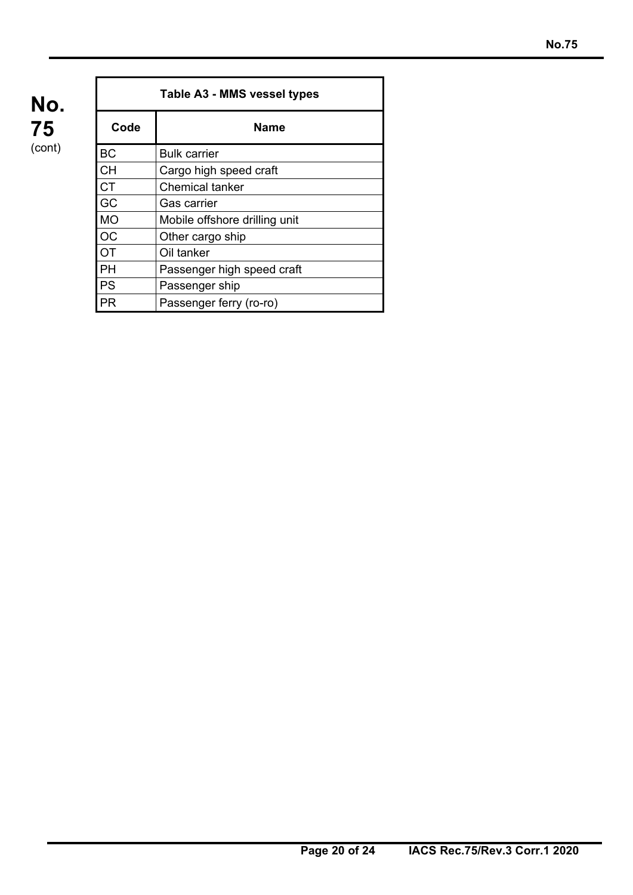| Table A3 - MMS vessel types | |
|---|---|
| **Code** | **Name** |
| BC | Bulk carrier |
| CH | Cargo high speed craft |
| CT | Chemical tanker |
| GC | Gas carrier |
| MO | Mobile offshore drilling unit |
| OC | Other cargo ship |
| OT | Oil tanker |
| PH | Passenger high speed craft |
| PS | Passenger ship |
| PR | Passenger ferry (ro-ro) |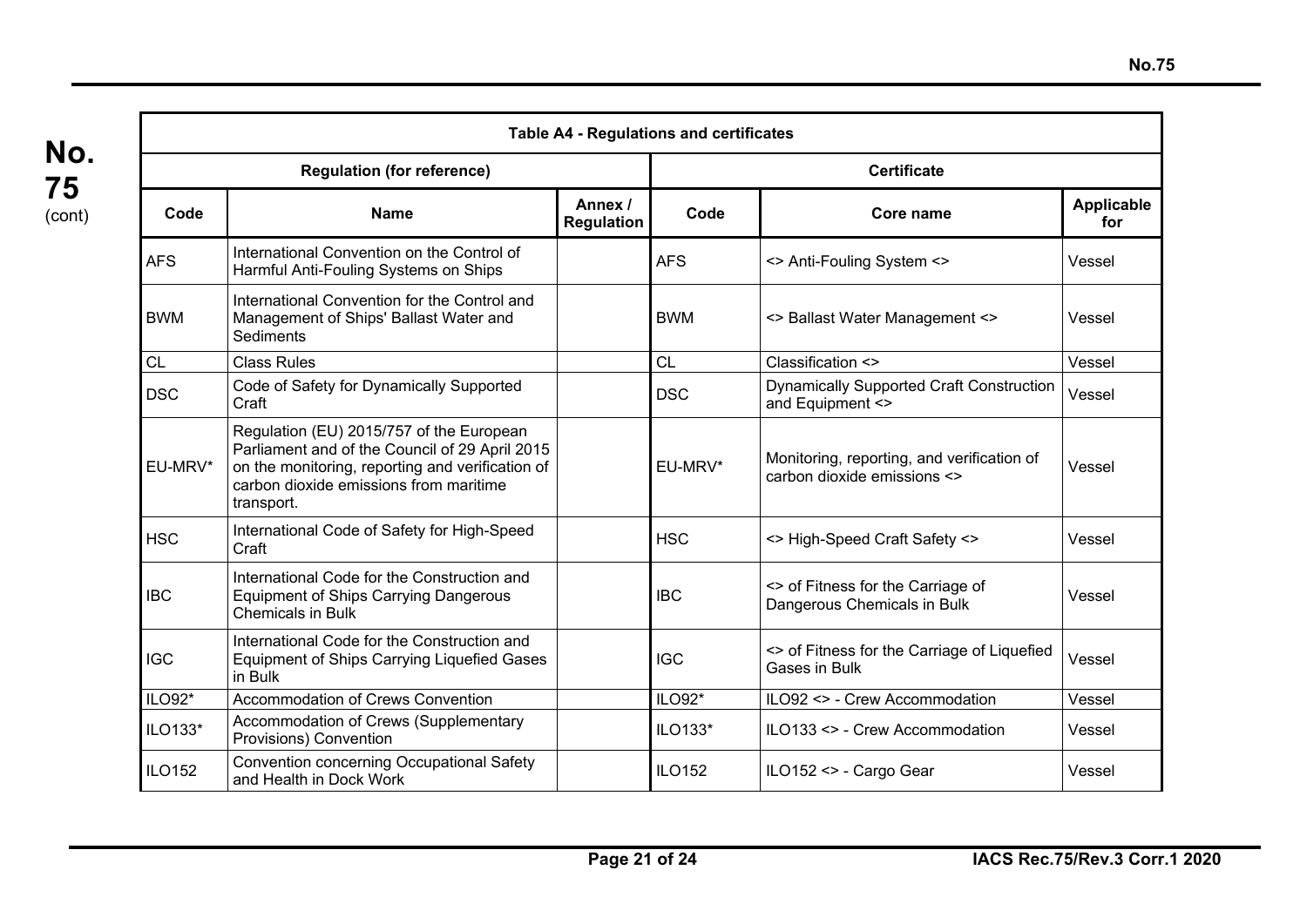| Table A4 - Regulations and certificates | | | | | |
|---|---|---|---|---|---|
| **Regulation (for reference)** | | | **Certificate** | | |
| **Code** | **Name** | **Annex / Regulation** | **Code** | **Core name** | **Applicable for** |
| AFS | International Convention on the Control of Harmful Anti-Fouling Systems on Ships | | AFS | <> Anti-Fouling System <> | Vessel |
| BWM | International Convention for the Control and Management of Ships' Ballast Water and Sediments | | BWM | <> Ballast Water Management <> | Vessel |
| CL | Class Rules | | CL | Classification <> | Vessel |
| DSC | Code of Safety for Dynamically Supported Craft | | DSC | Dynamically Supported Craft Construction and Equipment <> | Vessel |
| EU-MRV* | Regulation (EU) 2015/757 of the European Parliament and of the Council of 29 April 2015 on the monitoring, reporting and verification of carbon dioxide emissions from maritime transport. | | EU-MRV* | Monitoring, reporting, and verification of carbon dioxide emissions <> | Vessel |
| HSC | International Code of Safety for High-Speed Craft | | HSC | <> High-Speed Craft Safety <> | Vessel |
| IBC | International Code for the Construction and Equipment of Ships Carrying Dangerous Chemicals in Bulk | | IBC | <> of Fitness for the Carriage of Dangerous Chemicals in Bulk | Vessel |
| IGC | International Code for the Construction and Equipment of Ships Carrying Liquefied Gases in Bulk | | IGC | <> of Fitness for the Carriage of Liquefied Gases in Bulk | Vessel |
| ILO92* | Accommodation of Crews Convention | | ILO92* | ILO92 <> - Crew Accommodation | Vessel |
| ILO133* | Accommodation of Crews (Supplementary Provisions) Convention | | ILO133* | ILO133 <> - Crew Accommodation | Vessel |
| ILO152 | Convention concerning Occupational Safety and Health in Dock Work | | ILO152 | ILO152 <> - Cargo Gear | Vessel |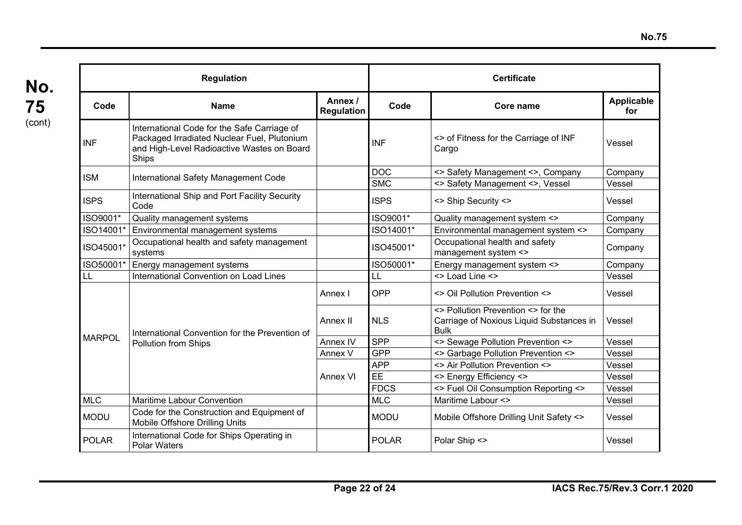| Regulation | | | Certificate | | |
|---|---|---|---|---|---|
| Code | Name | Annex / Regulation | Code | Core name | Applicable for |
| INF | International Code for the Safe Carriage of Packaged Irradiated Nuclear Fuel, Plutonium and High-Level Radioactive Wastes on Board Ships | | INF | <> of Fitness for the Carriage of INF Cargo | Vessel |
| ISM | International Safety Management Code | | DOC | <> Safety Management <>, Company | Company |
| | | | SMC | <> Safety Management <>, Vessel | Vessel |
| ISPS | International Ship and Port Facility Security Code | | ISPS | <> Ship Security <> | Vessel |
| ISO9001* | Quality management systems | | ISO9001* | Quality management system <> | Company |
| ISO14001* | Environmental management systems | | ISO14001* | Environmental management system <> | Company |
| ISO45001* | Occupational health and safety management systems | | ISO45001* | Occupational health and safety management system <> | Company |
| ISO50001* | Energy management systems | | ISO50001* | Energy management system <> | Company |
| LL | International Convention on Load Lines | | LL | <> Load Line <> | Vessel |
| MARPOL | International Convention for the Prevention of Pollution from Ships | Annex I | OPP | <> Oil Pollution Prevention <> | Vessel |
| | | Annex II | NLS | <> Pollution Prevention <> for the Carriage of Noxious Liquid Substances in Bulk | Vessel |
| | | Annex IV | SPP | <> Sewage Pollution Prevention <> | Vessel |
| | | Annex V | GPP | <> Garbage Pollution Prevention <> | Vessel |
| | | Annex VI | APP | <> Air Pollution Prevention <> | Vessel |
| | | | EE | <> Energy Efficiency <> | Vessel |
| | | | FDCS | <> Fuel Oil Consumption Reporting <> | Vessel |
| MLC | Maritime Labour Convention | | MLC | Maritime Labour <> | Vessel |
| MODU | Code for the Construction and Equipment of Mobile Offshore Drilling Units | | MODU | Mobile Offshore Drilling Unit Safety <> | Vessel |
| POLAR | International Code for Ships Operating in Polar Waters | | POLAR | Polar Ship <> | Vessel |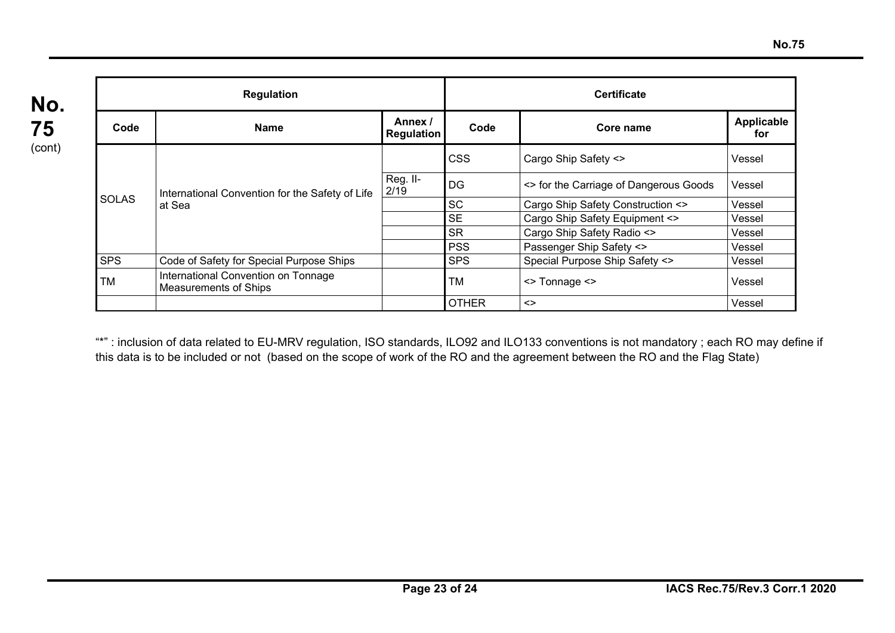| Regulation | | | Certificate | | |
|---|---|---|---|---|---|
| Code | Name | Annex / Regulation | Code | Core name | Applicable for |
| SOLAS | International Convention for the Safety of Life at Sea | | CSS | Cargo Ship Safety <> | Vessel |
| | | Reg. II-2/19 | DG | <> for the Carriage of Dangerous Goods | Vessel |
| | | | SC | Cargo Ship Safety Construction <> | Vessel |
| | | | SE | Cargo Ship Safety Equipment <> | Vessel |
| | | | SR | Cargo Ship Safety Radio <> | Vessel |
| | | | PSS | Passenger Ship Safety <> | Vessel |
| SPS | Code of Safety for Special Purpose Ships | | SPS | Special Purpose Ship Safety <> | Vessel |
| TM | International Convention on Tonnage Measurements of Ships | | TM | <> Tonnage <> | Vessel |
| | | | OTHER | <> | Vessel |

"*" : inclusion of data related to EU-MRV regulation, ISO standards, ILO92 and ILO133 conventions is not mandatory ; each RO may define if this data is to be included or not (based on the scope of work of the RO and the agreement between the RO and the Flag State)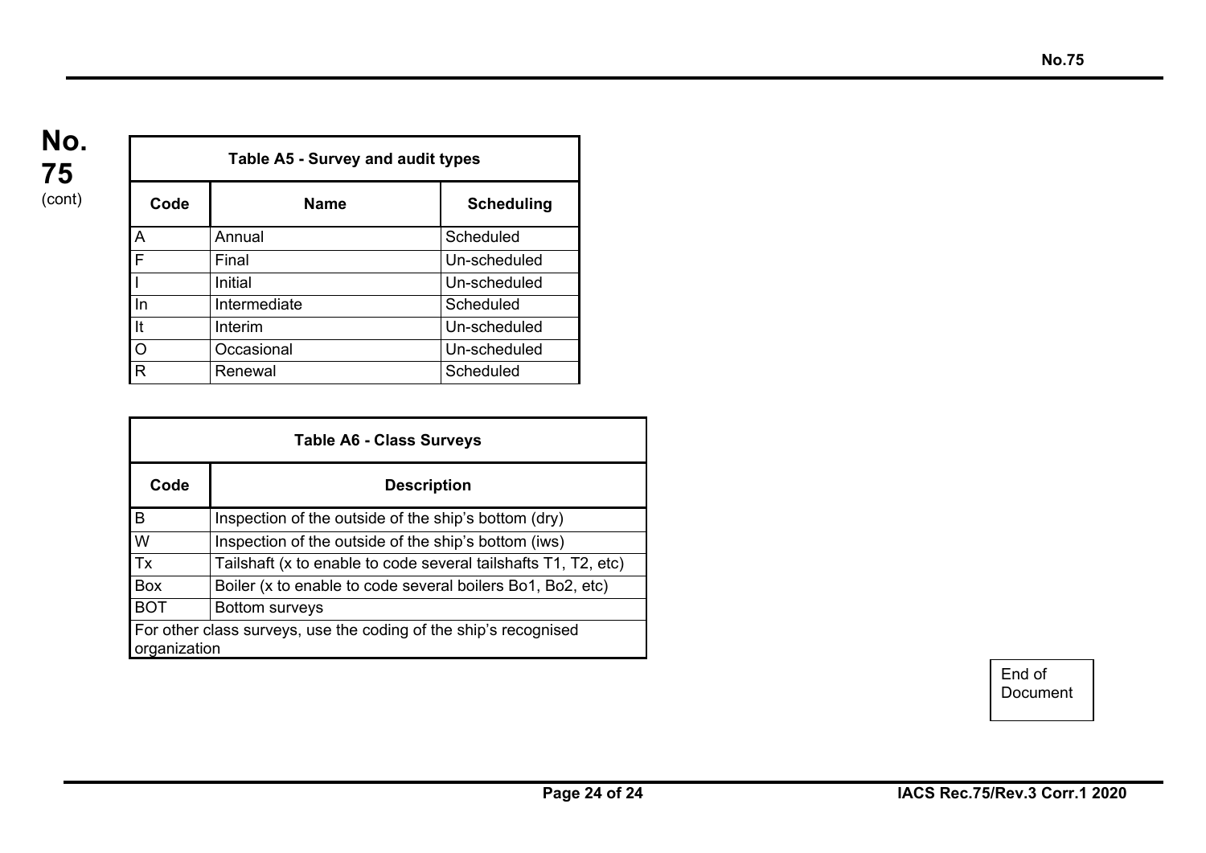**Table A5 - Survey and audit types**

| Code | Name | Scheduling |
|---|---|---|
| A | Annual | Scheduled |
| F | Final | Un-scheduled |
| I | Initial | Un-scheduled |
| In | Intermediate | Scheduled |
| It | Interim | Un-scheduled |
| O | Occasional | Un-scheduled |
| R | Renewal | Scheduled |

**Table A6 - Class Surveys**

| Code | Description |
|---|---|
| B | Inspection of the outside of the ship's bottom (dry) |
| W | Inspection of the outside of the ship's bottom (iws) |
| Tx | Tailshaft (x to enable to code several tailshafts T1, T2, etc) |
| Box | Boiler (x to enable to code several boilers Bo1, Bo2, etc) |
| BOT | Bottom surveys |
| For other class surveys, use the coding of the ship's recognised organization | |

End of Document